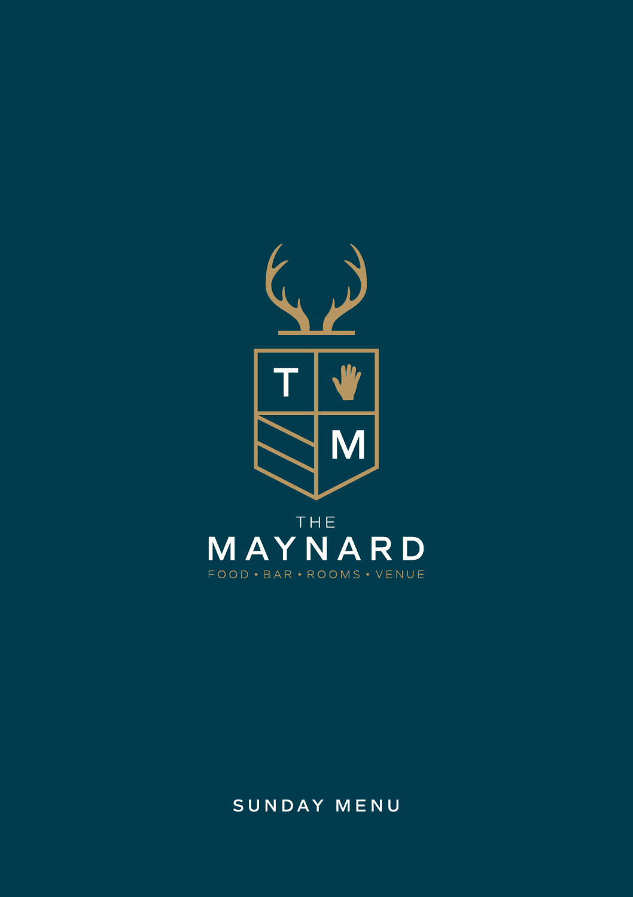T M

THE

# MAYNARD

FOOD • BAR • ROOMS • VENUE

## SUNDAY MENU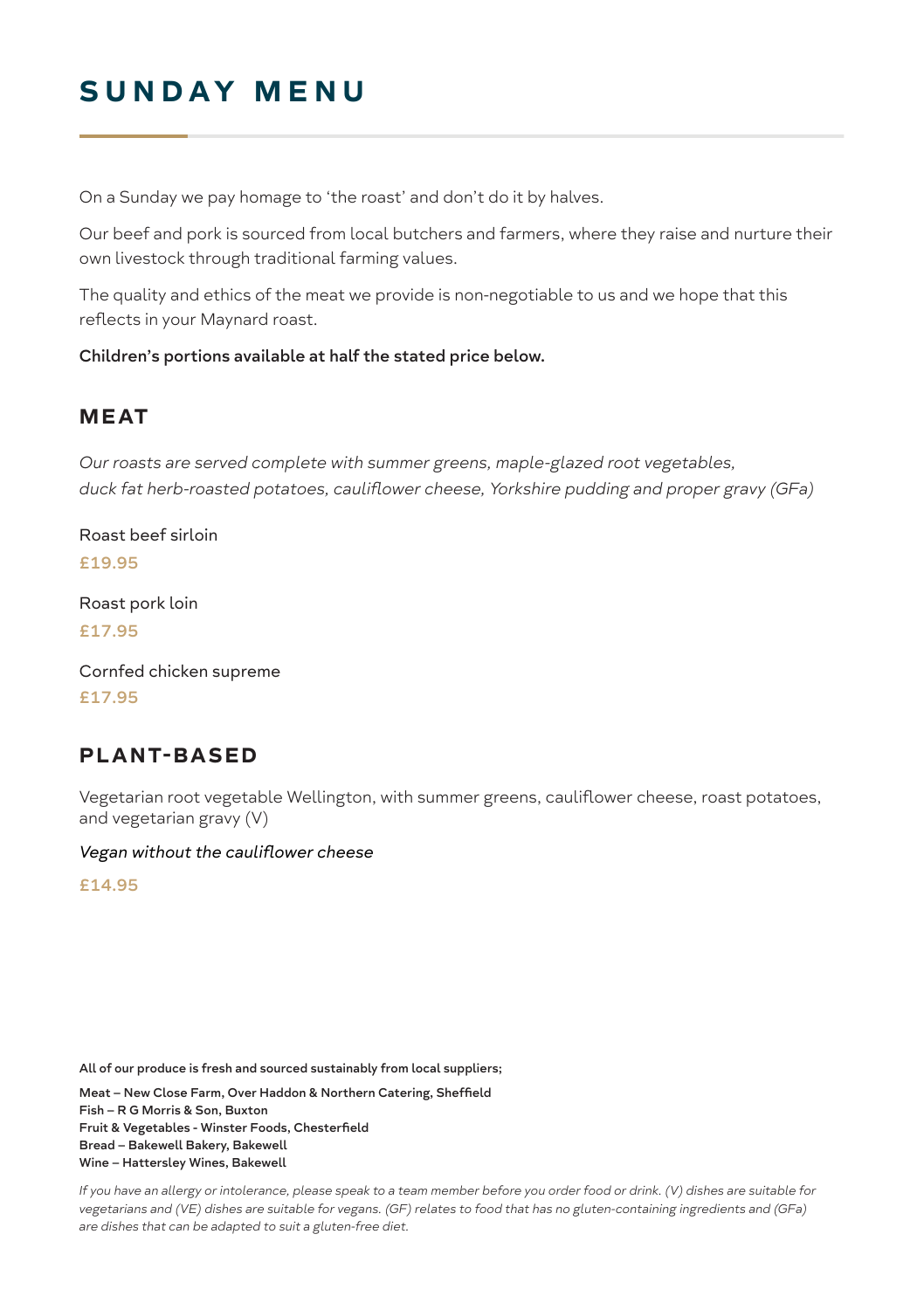# SUNDAY MENU

On a Sunday we pay homage to 'the roast' and don't do it by halves.

Our beef and pork is sourced from local butchers and farmers, where they raise and nurture their own livestock through traditional farming values.

The quality and ethics of the meat we provide is non-negotiable to us and we hope that this reflects in your Maynard roast.

**Children's portions available at half the stated price below.**

## MEAT

*Our roasts are served complete with summer greens, maple-glazed root vegetables, duck fat herb-roasted potatoes, cauliflower cheese, Yorkshire pudding and proper gravy (GFa)*

Roast beef sirloin

**£19.95**

Roast pork loin

**£17.95**

Cornfed chicken supreme

**£17.95**

## PLANT-BASED

Vegetarian root vegetable Wellington, with summer greens, cauliflower cheese, roast potatoes, and vegetarian gravy (V)

*Vegan without the cauliflower cheese*

**£14.95**

**All of our produce is fresh and sourced sustainably from local suppliers;**

**Meat – New Close Farm, Over Haddon & Northern Catering, Sheffield**
**Fish – R G Morris & Son, Buxton**
**Fruit & Vegetables - Winster Foods, Chesterfield**
**Bread – Bakewell Bakery, Bakewell**
**Wine – Hattersley Wines, Bakewell**

*If you have an allergy or intolerance, please speak to a team member before you order food or drink. (V) dishes are suitable for vegetarians and (VE) dishes are suitable for vegans. (GF) relates to food that has no gluten-containing ingredients and (GFa) are dishes that can be adapted to suit a gluten-free diet.*